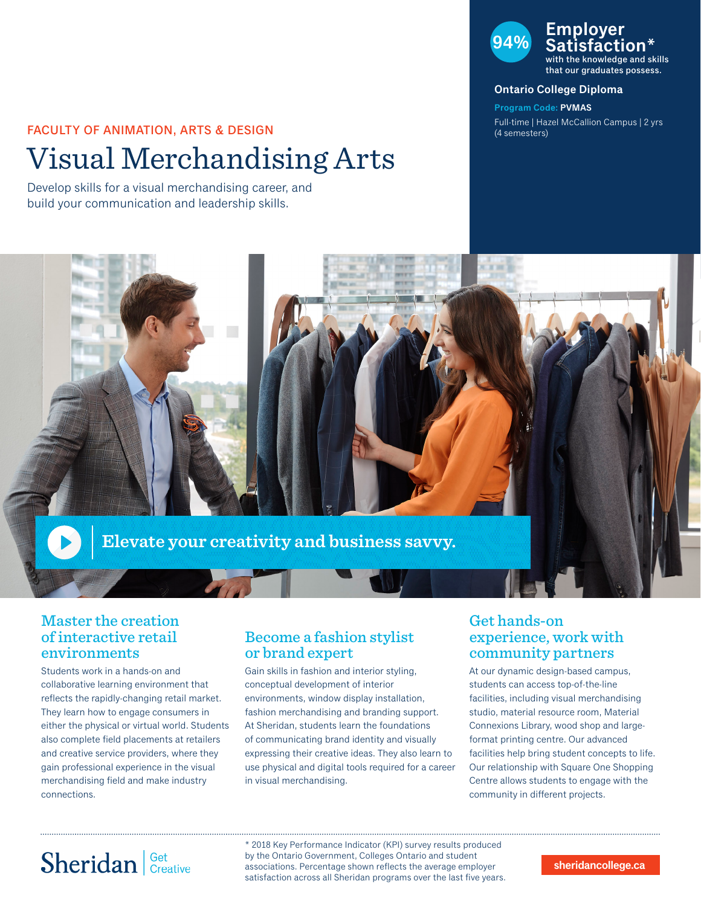FACULTY OF ANIMATION, ARTS & DESIGN

# Visual Merchandising Arts

Develop skills for a visual merchandising career, and build your communication and leadership skills.

**94% Employer Satisfaction*** with the knowledge and skills that our graduates possess.

**Ontario College Diploma**

**Program Code: PVMAS**

Full-time | Hazel McCallion Campus | 2 yrs (4 semesters)

Elevate your creativity and business savvy.

## Master the creation of interactive retail environments

Students work in a hands-on and collaborative learning environment that reflects the rapidly-changing retail market. They learn how to engage consumers in either the physical or virtual world. Students also complete field placements at retailers and creative service providers, where they gain professional experience in the visual merchandising field and make industry connections.

## Become a fashion stylist or brand expert

Gain skills in fashion and interior styling, conceptual development of interior environments, window display installation, fashion merchandising and branding support. At Sheridan, students learn the foundations of communicating brand identity and visually expressing their creative ideas. They also learn to use physical and digital tools required for a career in visual merchandising.

## Get hands-on experience, work with community partners

At our dynamic design-based campus, students can access top-of-the-line facilities, including visual merchandising studio, material resource room, Material Connexions Library, wood shop and large-format printing centre. Our advanced facilities help bring student concepts to life. Our relationship with Square One Shopping Centre allows students to engage with the community in different projects.

---

Sheridan | Get Creative

* 2018 Key Performance Indicator (KPI) survey results produced by the Ontario Government, Colleges Ontario and student associations. Percentage shown reflects the average employer satisfaction across all Sheridan programs over the last five years.

sheridancollege.ca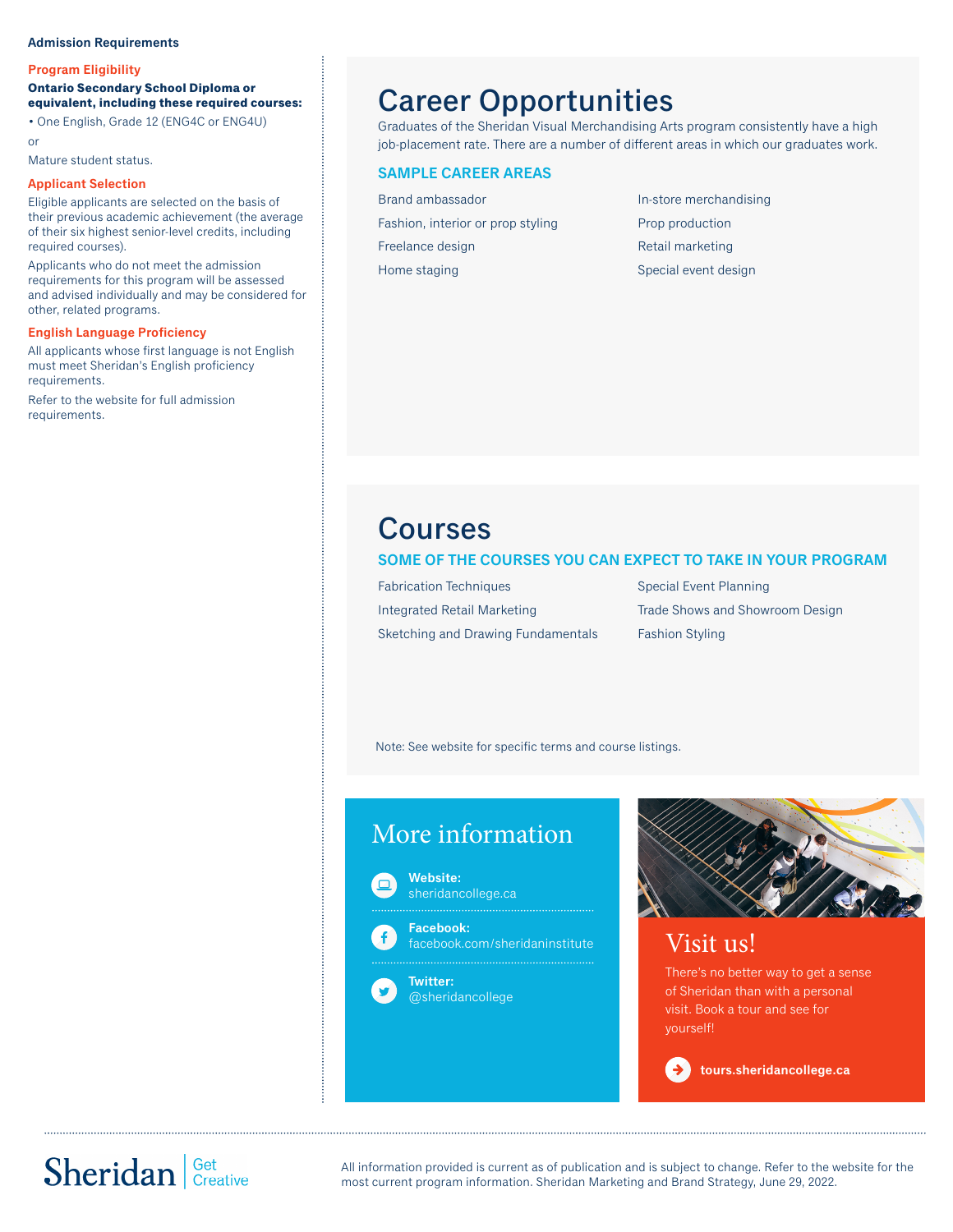## Admission Requirements

### Program Eligibility

**Ontario Secondary School Diploma or equivalent, including these required courses:**

- One English, Grade 12 (ENG4C or ENG4U)

or

Mature student status.

### Applicant Selection

Eligible applicants are selected on the basis of their previous academic achievement (the average of their six highest senior-level credits, including required courses).

Applicants who do not meet the admission requirements for this program will be assessed and advised individually and may be considered for other, related programs.

### English Language Proficiency

All applicants whose first language is not English must meet Sheridan's English proficiency requirements.

Refer to the website for full admission requirements.

# Career Opportunities

Graduates of the Sheridan Visual Merchandising Arts program consistently have a high job-placement rate. There are a number of different areas in which our graduates work.

### SAMPLE CAREER AREAS

- Brand ambassador
- Fashion, interior or prop styling
- Freelance design
- Home staging
- In-store merchandising
- Prop production
- Retail marketing
- Special event design

# Courses

### SOME OF THE COURSES YOU CAN EXPECT TO TAKE IN YOUR PROGRAM

- Fabrication Techniques
- Integrated Retail Marketing
- Sketching and Drawing Fundamentals
- Special Event Planning
- Trade Shows and Showroom Design
- Fashion Styling

Note: See website for specific terms and course listings.

## More information

**Website:** sheridancollege.ca

**Facebook:** facebook.com/sheridaninstitute

**Twitter:** @sheridancollege

## Visit us!

There's no better way to get a sense of Sheridan than with a personal visit. Book a tour and see for yourself!

**tours.sheridancollege.ca**

Sheridan | Get Creative

All information provided is current as of publication and is subject to change. Refer to the website for the most current program information. Sheridan Marketing and Brand Strategy, June 29, 2022.